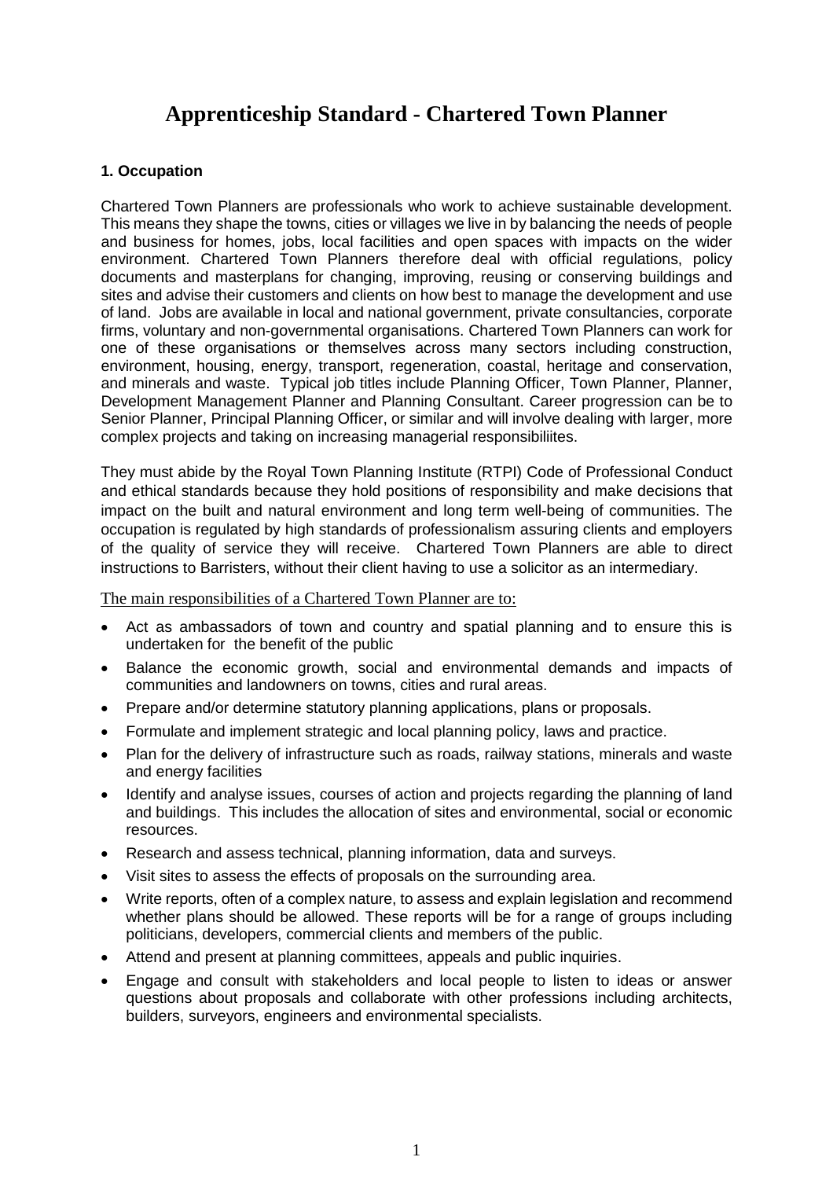# Apprenticeship Standard - Chartered Town Planner

**1. Occupation**

Chartered Town Planners are professionals who work to achieve sustainable development. This means they shape the towns, cities or villages we live in by balancing the needs of people and business for homes, jobs, local facilities and open spaces with impacts on the wider environment. Chartered Town Planners therefore deal with official regulations, policy documents and masterplans for changing, improving, reusing or conserving buildings and sites and advise their customers and clients on how best to manage the development and use of land. Jobs are available in local and national government, private consultancies, corporate firms, voluntary and non-governmental organisations. Chartered Town Planners can work for one of these organisations or themselves across many sectors including construction, environment, housing, energy, transport, regeneration, coastal, heritage and conservation, and minerals and waste. Typical job titles include Planning Officer, Town Planner, Planner, Development Management Planner and Planning Consultant. Career progression can be to Senior Planner, Principal Planning Officer, or similar and will involve dealing with larger, more complex projects and taking on increasing managerial responsibiliites.

They must abide by the Royal Town Planning Institute (RTPI) Code of Professional Conduct and ethical standards because they hold positions of responsibility and make decisions that impact on the built and natural environment and long term well-being of communities. The occupation is regulated by high standards of professionalism assuring clients and employers of the quality of service they will receive. Chartered Town Planners are able to direct instructions to Barristers, without their client having to use a solicitor as an intermediary.

The main responsibilities of a Chartered Town Planner are to:

- Act as ambassadors of town and country and spatial planning and to ensure this is undertaken for the benefit of the public
- Balance the economic growth, social and environmental demands and impacts of communities and landowners on towns, cities and rural areas.
- Prepare and/or determine statutory planning applications, plans or proposals.
- Formulate and implement strategic and local planning policy, laws and practice.
- Plan for the delivery of infrastructure such as roads, railway stations, minerals and waste and energy facilities
- Identify and analyse issues, courses of action and projects regarding the planning of land and buildings. This includes the allocation of sites and environmental, social or economic resources.
- Research and assess technical, planning information, data and surveys.
- Visit sites to assess the effects of proposals on the surrounding area.
- Write reports, often of a complex nature, to assess and explain legislation and recommend whether plans should be allowed. These reports will be for a range of groups including politicians, developers, commercial clients and members of the public.
- Attend and present at planning committees, appeals and public inquiries.
- Engage and consult with stakeholders and local people to listen to ideas or answer questions about proposals and collaborate with other professions including architects, builders, surveyors, engineers and environmental specialists.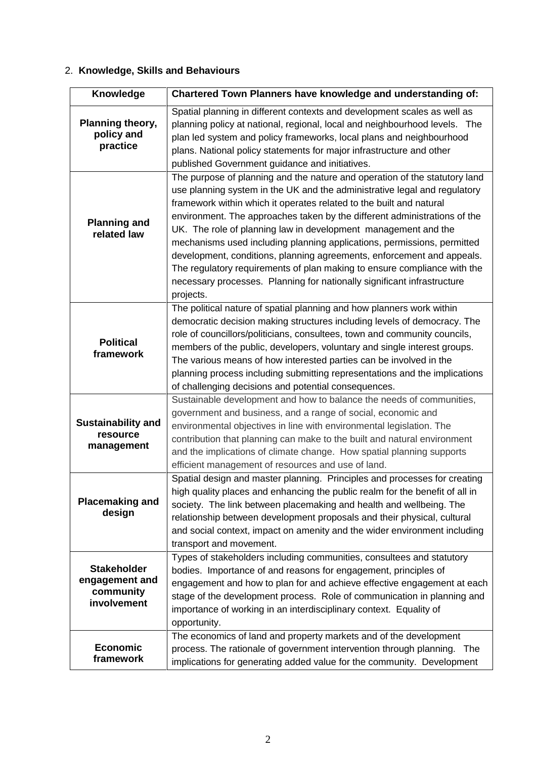## 2. Knowledge, Skills and Behaviours

| Knowledge | Chartered Town Planners have knowledge and understanding of: |
|---|---|
| **Planning theory, policy and practice** | Spatial planning in different contexts and development scales as well as planning policy at national, regional, local and neighbourhood levels. The plan led system and policy frameworks, local plans and neighbourhood plans. National policy statements for major infrastructure and other published Government guidance and initiatives. |
| **Planning and related law** | The purpose of planning and the nature and operation of the statutory land use planning system in the UK and the administrative legal and regulatory framework within which it operates related to the built and natural environment. The approaches taken by the different administrations of the UK. The role of planning law in development management and the mechanisms used including planning applications, permissions, permitted development, conditions, planning agreements, enforcement and appeals. The regulatory requirements of plan making to ensure compliance with the necessary processes. Planning for nationally significant infrastructure projects. |
| **Political framework** | The political nature of spatial planning and how planners work within democratic decision making structures including levels of democracy. The role of councillors/politicians, consultees, town and community councils, members of the public, developers, voluntary and single interest groups. The various means of how interested parties can be involved in the planning process including submitting representations and the implications of challenging decisions and potential consequences. |
| **Sustainability and resource management** | Sustainable development and how to balance the needs of communities, government and business, and a range of social, economic and environmental objectives in line with environmental legislation. The contribution that planning can make to the built and natural environment and the implications of climate change. How spatial planning supports efficient management of resources and use of land. |
| **Placemaking and design** | Spatial design and master planning. Principles and processes for creating high quality places and enhancing the public realm for the benefit of all in society. The link between placemaking and health and wellbeing. The relationship between development proposals and their physical, cultural and social context, impact on amenity and the wider environment including transport and movement. |
| **Stakeholder engagement and community involvement** | Types of stakeholders including communities, consultees and statutory bodies. Importance of and reasons for engagement, principles of engagement and how to plan for and achieve effective engagement at each stage of the development process. Role of communication in planning and importance of working in an interdisciplinary context. Equality of opportunity. |
| **Economic framework** | The economics of land and property markets and of the development process. The rationale of government intervention through planning. The implications for generating added value for the community. Development |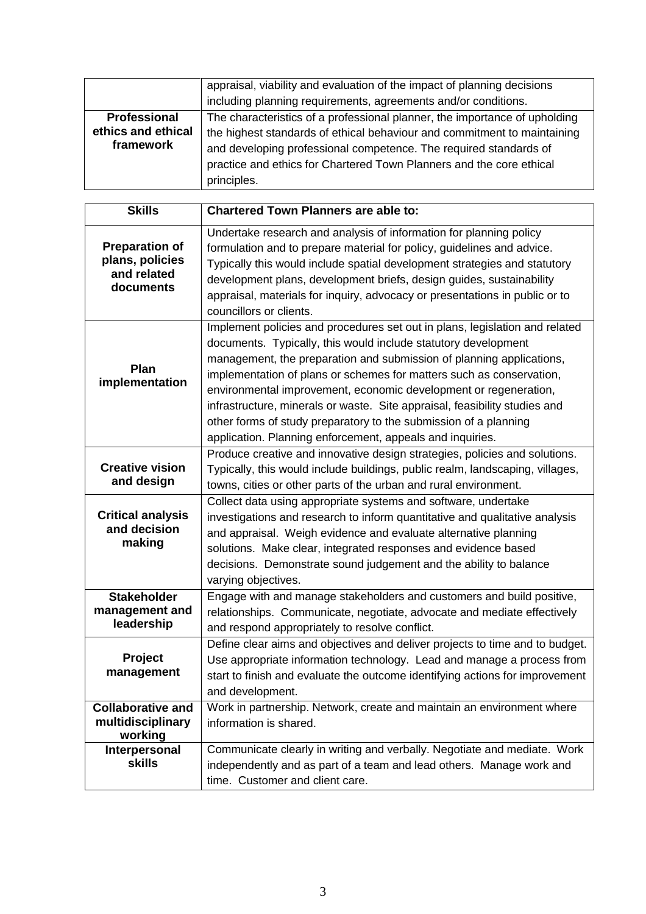| | |
|---|---|
| | appraisal, viability and evaluation of the impact of planning decisions including planning requirements, agreements and/or conditions. |
| **Professional ethics and ethical framework** | The characteristics of a professional planner, the importance of upholding the highest standards of ethical behaviour and commitment to maintaining and developing professional competence. The required standards of practice and ethics for Chartered Town Planners and the core ethical principles. |

| **Skills** | **Chartered Town Planners are able to:** |
|---|---|
| **Preparation of plans, policies and related documents** | Undertake research and analysis of information for planning policy formulation and to prepare material for policy, guidelines and advice. Typically this would include spatial development strategies and statutory development plans, development briefs, design guides, sustainability appraisal, materials for inquiry, advocacy or presentations in public or to councillors or clients. |
| **Plan implementation** | Implement policies and procedures set out in plans, legislation and related documents. Typically, this would include statutory development management, the preparation and submission of planning applications, implementation of plans or schemes for matters such as conservation, environmental improvement, economic development or regeneration, infrastructure, minerals or waste. Site appraisal, feasibility studies and other forms of study preparatory to the submission of a planning application. Planning enforcement, appeals and inquiries. |
| **Creative vision and design** | Produce creative and innovative design strategies, policies and solutions. Typically, this would include buildings, public realm, landscaping, villages, towns, cities or other parts of the urban and rural environment. |
| **Critical analysis and decision making** | Collect data using appropriate systems and software, undertake investigations and research to inform quantitative and qualitative analysis and appraisal. Weigh evidence and evaluate alternative planning solutions. Make clear, integrated responses and evidence based decisions. Demonstrate sound judgement and the ability to balance varying objectives. |
| **Stakeholder management and leadership** | Engage with and manage stakeholders and customers and build positive, relationships. Communicate, negotiate, advocate and mediate effectively and respond appropriately to resolve conflict. |
| **Project management** | Define clear aims and objectives and deliver projects to time and to budget. Use appropriate information technology. Lead and manage a process from start to finish and evaluate the outcome identifying actions for improvement and development. |
| **Collaborative and multidisciplinary working** | Work in partnership. Network, create and maintain an environment where information is shared. |
| **Interpersonal skills** | Communicate clearly in writing and verbally. Negotiate and mediate. Work independently and as part of a team and lead others. Manage work and time. Customer and client care. |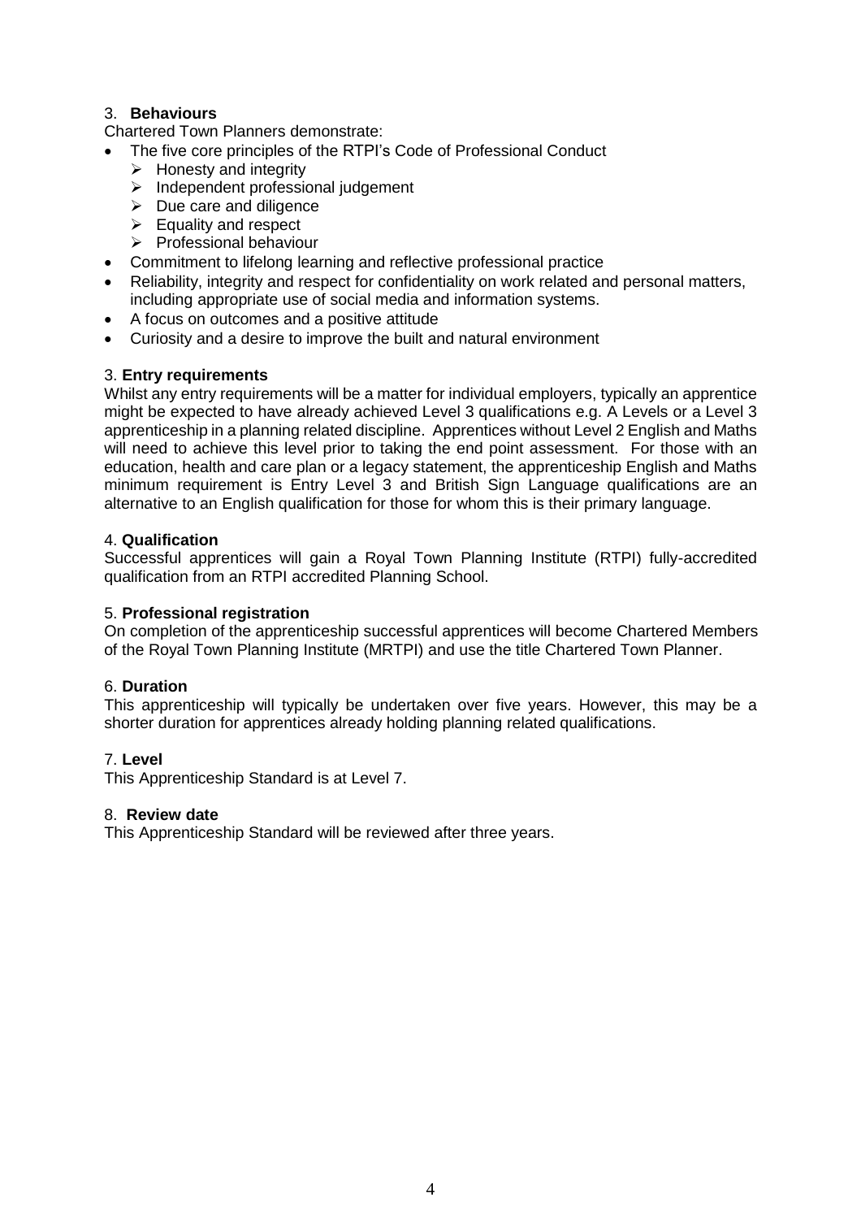## 3. **Behaviours**

Chartered Town Planners demonstrate:

- The five core principles of the RTPI's Code of Professional Conduct
  - Honesty and integrity
  - Independent professional judgement
  - Due care and diligence
  - Equality and respect
  - Professional behaviour
- Commitment to lifelong learning and reflective professional practice
- Reliability, integrity and respect for confidentiality on work related and personal matters, including appropriate use of social media and information systems.
- A focus on outcomes and a positive attitude
- Curiosity and a desire to improve the built and natural environment

## 3. **Entry requirements**

Whilst any entry requirements will be a matter for individual employers, typically an apprentice might be expected to have already achieved Level 3 qualifications e.g. A Levels or a Level 3 apprenticeship in a planning related discipline. Apprentices without Level 2 English and Maths will need to achieve this level prior to taking the end point assessment. For those with an education, health and care plan or a legacy statement, the apprenticeship English and Maths minimum requirement is Entry Level 3 and British Sign Language qualifications are an alternative to an English qualification for those for whom this is their primary language.

## 4. **Qualification**

Successful apprentices will gain a Royal Town Planning Institute (RTPI) fully-accredited qualification from an RTPI accredited Planning School.

## 5. **Professional registration**

On completion of the apprenticeship successful apprentices will become Chartered Members of the Royal Town Planning Institute (MRTPI) and use the title Chartered Town Planner.

## 6. **Duration**

This apprenticeship will typically be undertaken over five years. However, this may be a shorter duration for apprentices already holding planning related qualifications.

## 7. **Level**

This Apprenticeship Standard is at Level 7.

## 8. **Review date**

This Apprenticeship Standard will be reviewed after three years.